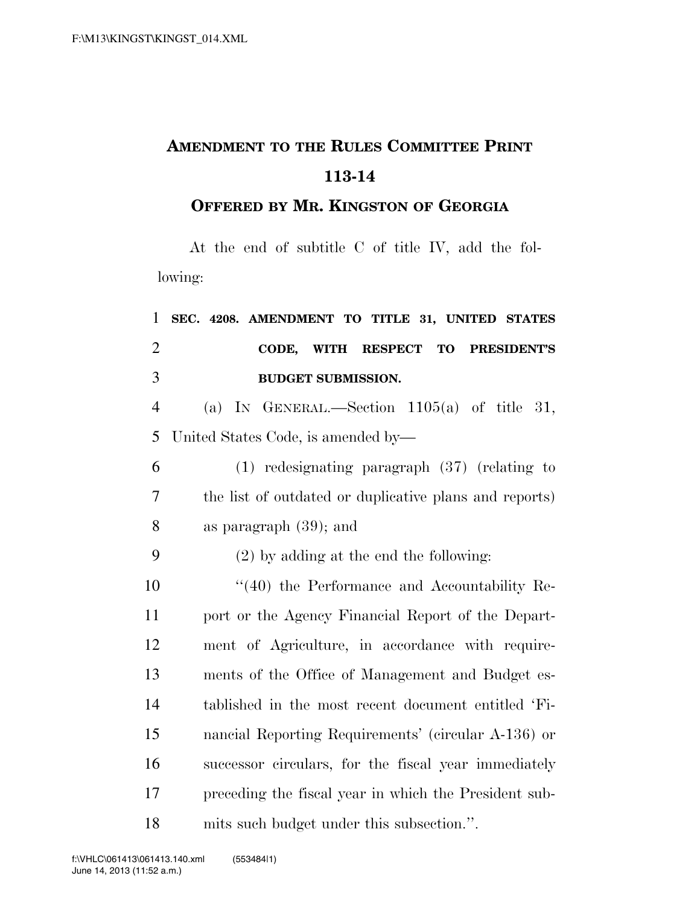# AMENDMENT TO THE RULES COMMITTEE PRINT 113-14

## OFFERED BY MR. KINGSTON OF GEORGIA

At the end of subtitle C of title IV, add the following:

**SEC. 4208. AMENDMENT TO TITLE 31, UNITED STATES CODE, WITH RESPECT TO PRESIDENT'S BUDGET SUBMISSION.**

(a) IN GENERAL.—Section 1105(a) of title 31, United States Code, is amended by—

(1) redesignating paragraph (37) (relating to the list of outdated or duplicative plans and reports) as paragraph (39); and

(2) by adding at the end the following:

"(40) the Performance and Accountability Report or the Agency Financial Report of the Department of Agriculture, in accordance with requirements of the Office of Management and Budget established in the most recent document entitled 'Financial Reporting Requirements' (circular A-136) or successor circulars, for the fiscal year immediately preceding the fiscal year in which the President submits such budget under this subsection.".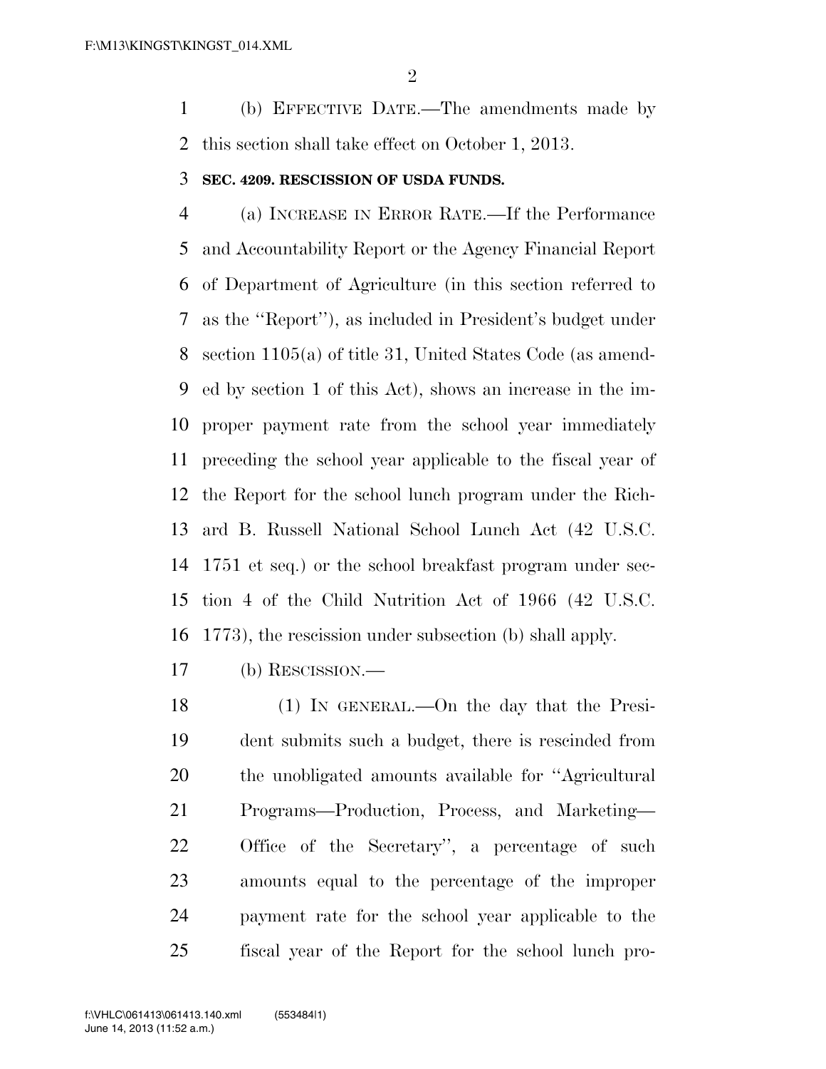(b) EFFECTIVE DATE.—The amendments made by this section shall take effect on October 1, 2013.

**SEC. 4209. RESCISSION OF USDA FUNDS.**

(a) INCREASE IN ERROR RATE.—If the Performance and Accountability Report or the Agency Financial Report of Department of Agriculture (in this section referred to as the ''Report''), as included in President's budget under section 1105(a) of title 31, United States Code (as amended by section 1 of this Act), shows an increase in the improper payment rate from the school year immediately preceding the school year applicable to the fiscal year of the Report for the school lunch program under the Richard B. Russell National School Lunch Act (42 U.S.C. 1751 et seq.) or the school breakfast program under section 4 of the Child Nutrition Act of 1966 (42 U.S.C. 1773), the rescission under subsection (b) shall apply.

(b) RESCISSION.—

(1) IN GENERAL.—On the day that the President submits such a budget, there is rescinded from the unobligated amounts available for ''Agricultural Programs—Production, Process, and Marketing—Office of the Secretary'', a percentage of such amounts equal to the percentage of the improper payment rate for the school year applicable to the fiscal year of the Report for the school lunch pro-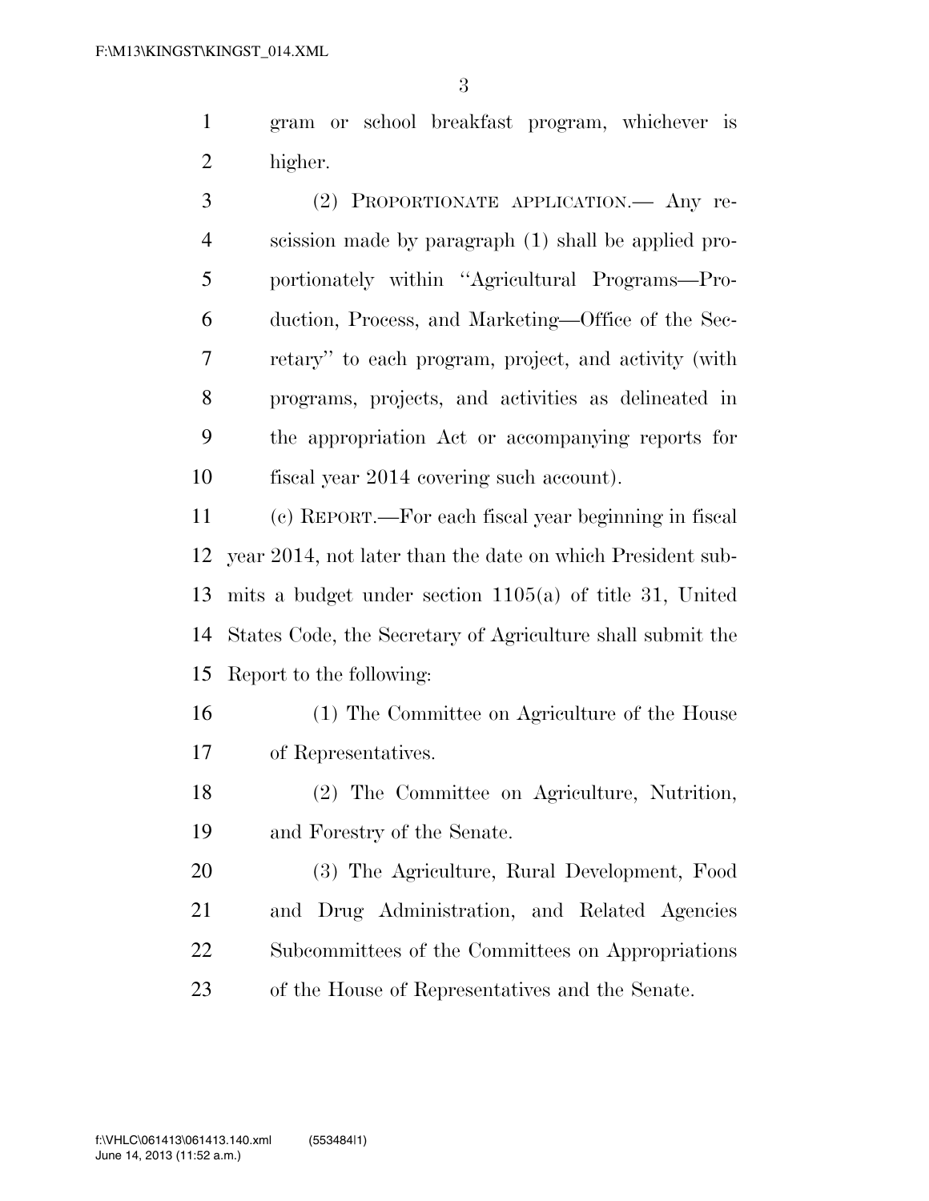gram or school breakfast program, whichever is higher.

(2) PROPORTIONATE APPLICATION.— Any rescission made by paragraph (1) shall be applied proportionately within ''Agricultural Programs—Production, Process, and Marketing—Office of the Secretary'' to each program, project, and activity (with programs, projects, and activities as delineated in the appropriation Act or accompanying reports for fiscal year 2014 covering such account).

(c) REPORT.—For each fiscal year beginning in fiscal year 2014, not later than the date on which President submits a budget under section 1105(a) of title 31, United States Code, the Secretary of Agriculture shall submit the Report to the following:

(1) The Committee on Agriculture of the House of Representatives.

(2) The Committee on Agriculture, Nutrition, and Forestry of the Senate.

(3) The Agriculture, Rural Development, Food and Drug Administration, and Related Agencies Subcommittees of the Committees on Appropriations of the House of Representatives and the Senate.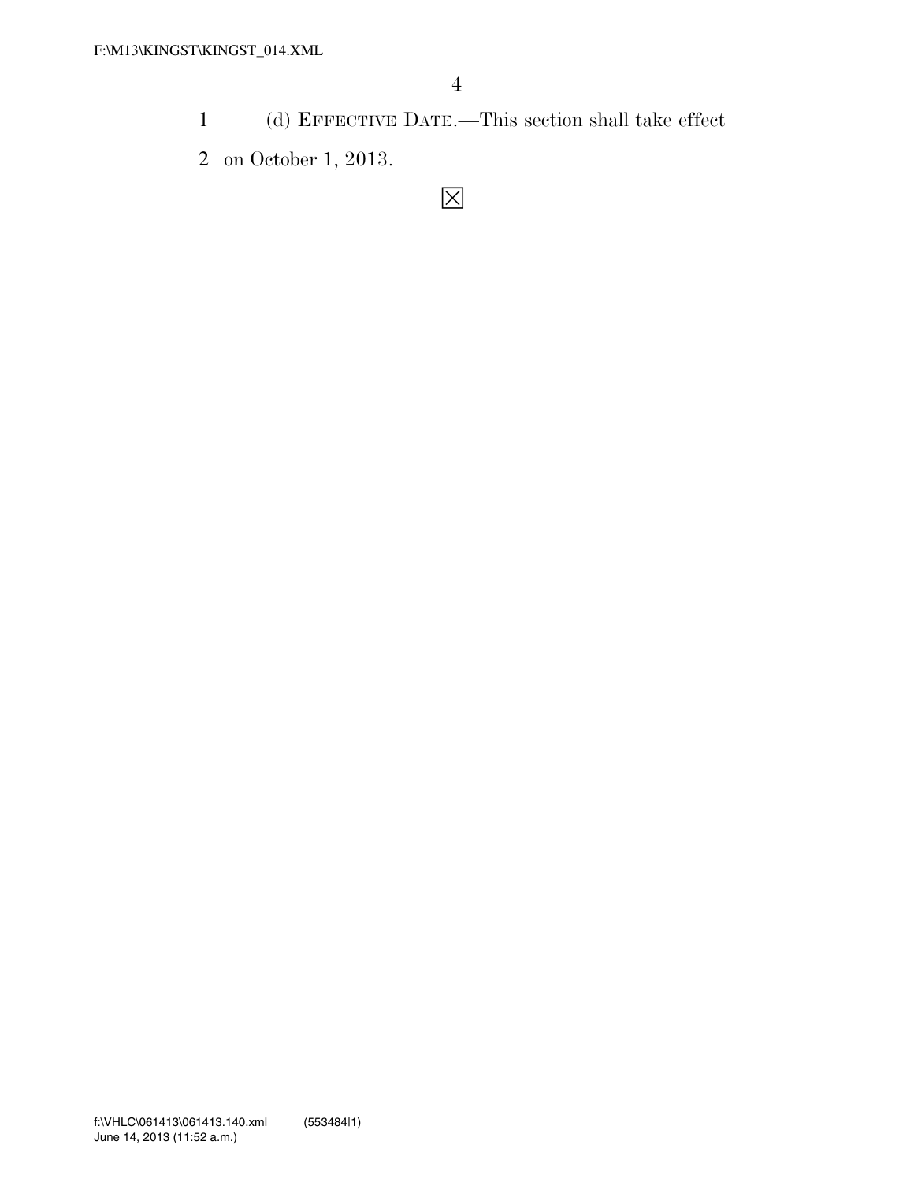(d) EFFECTIVE DATE.—This section shall take effect on October 1, 2013.